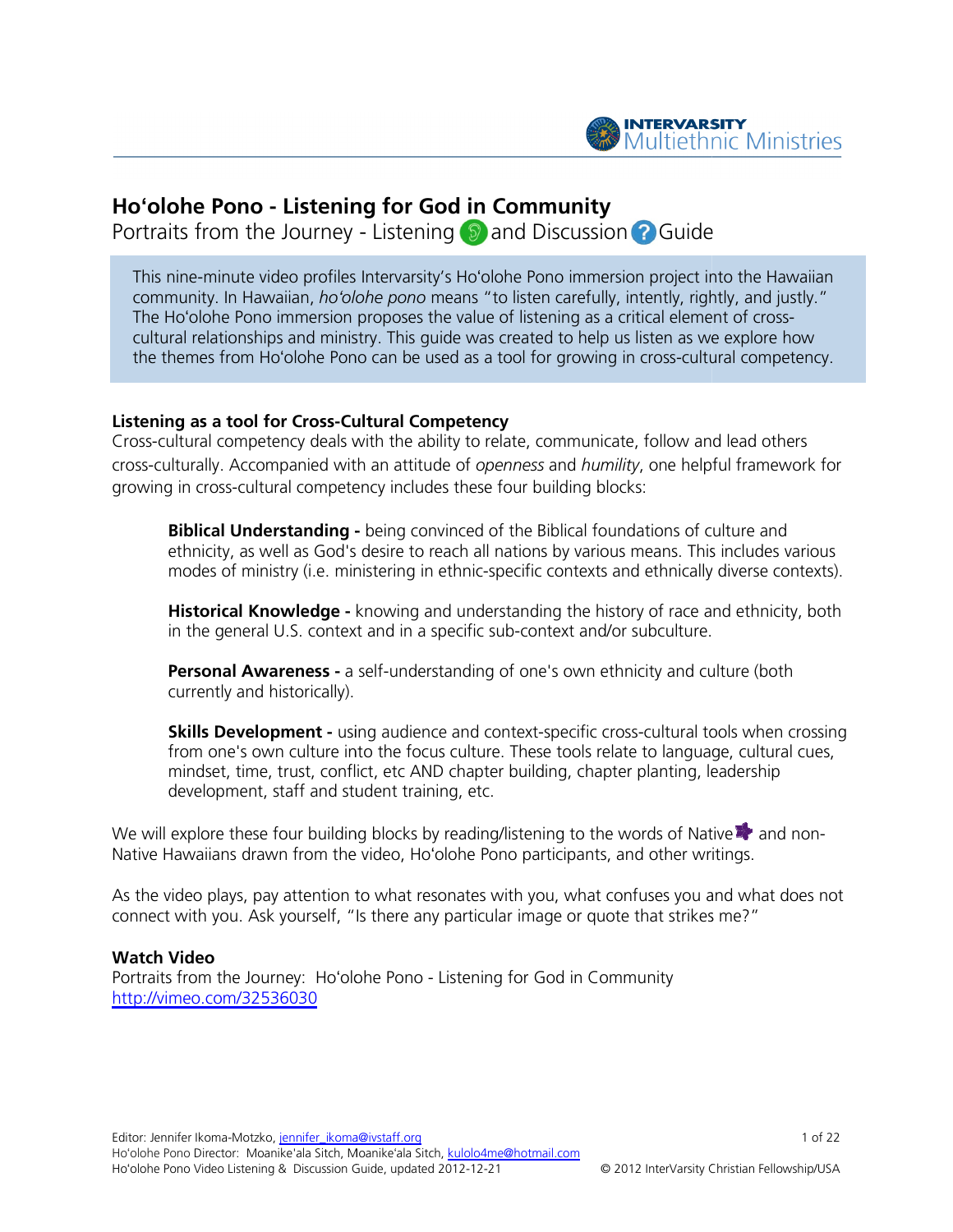# Hoʻolohe Pono - Listening for God in Community

Portraits from the Journey - Listening and Discussion Guide

This nine-minute video profiles Intervarsity's Hoʻolohe Pono immersion project into the Hawaiian community. In Hawaiian, *hoʻolohe pono* means "to listen carefully, intently, rightly, and justly." The Hoʻolohe Pono immersion proposes the value of listening as a critical element of cross-cultural relationships and ministry. This guide was created to help us listen as we explore how the themes from Hoʻolohe Pono can be used as a tool for growing in cross-cultural competency.

**Listening as a tool for Cross-Cultural Competency**

Cross-cultural competency deals with the ability to relate, communicate, follow and lead others cross-culturally. Accompanied with an attitude of *openness* and *humility*, one helpful framework for growing in cross-cultural competency includes these four building blocks:

> **Biblical Understanding -** being convinced of the Biblical foundations of culture and ethnicity, as well as God's desire to reach all nations by various means. This includes various modes of ministry (i.e. ministering in ethnic-specific contexts and ethnically diverse contexts).
>
> **Historical Knowledge -** knowing and understanding the history of race and ethnicity, both in the general U.S. context and in a specific sub-context and/or subculture.
>
> **Personal Awareness -** a self-understanding of one's own ethnicity and culture (both currently and historically).
>
> **Skills Development -** using audience and context-specific cross-cultural tools when crossing from one's own culture into the focus culture. These tools relate to language, cultural cues, mindset, time, trust, conflict, etc AND chapter building, chapter planting, leadership development, staff and student training, etc.

We will explore these four building blocks by reading/listening to the words of Native and non-Native Hawaiians drawn from the video, Hoʻolohe Pono participants, and other writings.

As the video plays, pay attention to what resonates with you, what confuses you and what does not connect with you. Ask yourself, "Is there any particular image or quote that strikes me?"

**Watch Video**

Portraits from the Journey: Hoʻolohe Pono - Listening for God in Community
http://vimeo.com/32536030

Editor: Jennifer Ikoma-Motzko, jennifer_ikoma@ivstaff.org
Hoʻolohe Pono Director: Moanike'ala Sitch, Moanike'ala Sitch, kulolo4me@hotmail.com
Ho'olohe Pono Video Listening & Discussion Guide, updated 2012-12-21
© 2012 InterVarsity Christian Fellowship/USA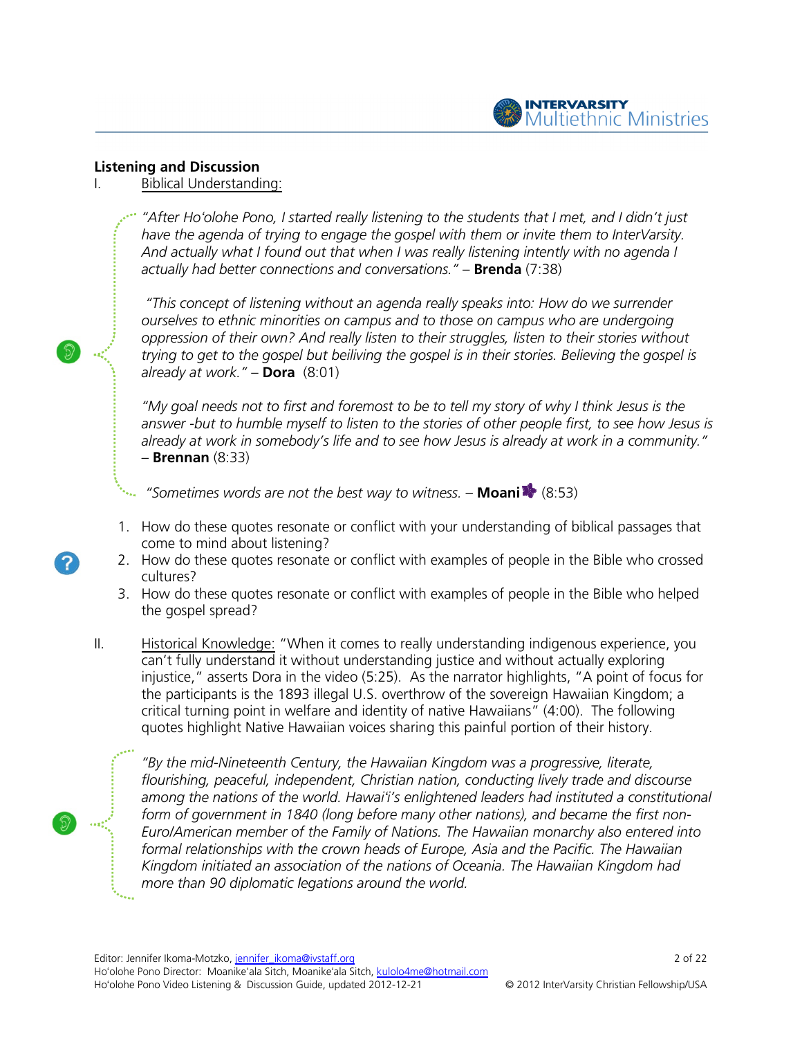## Listening and Discussion

I. Biblical Understanding:

*"After Ho'olohe Pono, I started really listening to the students that I met, and I didn't just have the agenda of trying to engage the gospel with them or invite them to InterVarsity. And actually what I found out that when I was really listening intently with no agenda I actually had better connections and conversations."* – **Brenda** (7:38)

*"This concept of listening without an agenda really speaks into: How do we surrender ourselves to ethnic minorities on campus and to those on campus who are undergoing oppression of their own? And really listen to their struggles, listen to their stories without trying to get to the gospel but beiliving the gospel is in their stories. Believing the gospel is already at work."* – **Dora** (8:01)

*"My goal needs not to first and foremost to be to tell my story of why I think Jesus is the answer -but to humble myself to listen to the stories of other people first, to see how Jesus is already at work in somebody's life and to see how Jesus is already at work in a community."* – **Brennan** (8:33)

*"Sometimes words are not the best way to witness.* – **Moani** (8:53)

1. How do these quotes resonate or conflict with your understanding of biblical passages that come to mind about listening?
2. How do these quotes resonate or conflict with examples of people in the Bible who crossed cultures?
3. How do these quotes resonate or conflict with examples of people in the Bible who helped the gospel spread?

II. Historical Knowledge: "When it comes to really understanding indigenous experience, you can't fully understand it without understanding justice and without actually exploring injustice," asserts Dora in the video (5:25). As the narrator highlights, "A point of focus for the participants is the 1893 illegal U.S. overthrow of the sovereign Hawaiian Kingdom; a critical turning point in welfare and identity of native Hawaiians" (4:00). The following quotes highlight Native Hawaiian voices sharing this painful portion of their history.

*"By the mid-Nineteenth Century, the Hawaiian Kingdom was a progressive, literate, flourishing, peaceful, independent, Christian nation, conducting lively trade and discourse among the nations of the world. Hawai'i's enlightened leaders had instituted a constitutional form of government in 1840 (long before many other nations), and became the first non-Euro/American member of the Family of Nations. The Hawaiian monarchy also entered into formal relationships with the crown heads of Europe, Asia and the Pacific. The Hawaiian Kingdom initiated an association of the nations of Oceania. The Hawaiian Kingdom had more than 90 diplomatic legations around the world.*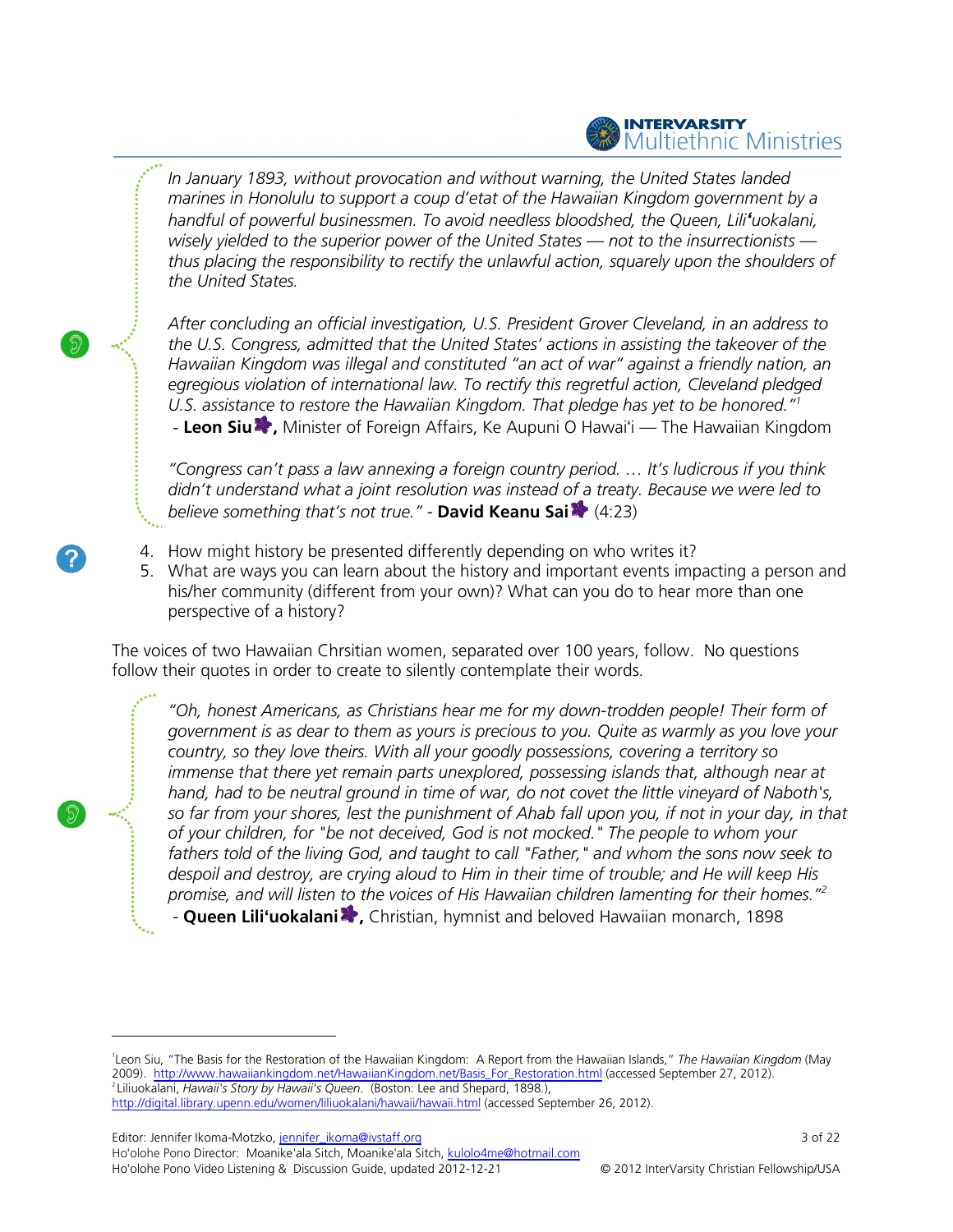*In January 1893, without provocation and without warning, the United States landed marines in Honolulu to support a coup d'etat of the Hawaiian Kingdom government by a handful of powerful businessmen. To avoid needless bloodshed, the Queen, Liliʻuokalani, wisely yielded to the superior power of the United States — not to the insurrectionists — thus placing the responsibility to rectify the unlawful action, squarely upon the shoulders of the United States.*

*After concluding an official investigation, U.S. President Grover Cleveland, in an address to the U.S. Congress, admitted that the United States' actions in assisting the takeover of the Hawaiian Kingdom was illegal and constituted "an act of war" against a friendly nation, an egregious violation of international law. To rectify this regretful action, Cleveland pledged U.S. assistance to restore the Hawaiian Kingdom. That pledge has yet to be honored."*[1]
- **Leon Siu,** Minister of Foreign Affairs, Ke Aupuni O Hawaiʻi — The Hawaiian Kingdom

*"Congress can't pass a law annexing a foreign country period. … It's ludicrous if you think didn't understand what a joint resolution was instead of a treaty. Because we were led to believe something that's not true."* - **David Keanu Sai** (4:23)

4. How might history be presented differently depending on who writes it?
5. What are ways you can learn about the history and important events impacting a person and his/her community (different from your own)? What can you do to hear more than one perspective of a history?

The voices of two Hawaiian Chrsitian women, separated over 100 years, follow. No questions follow their quotes in order to create to silently contemplate their words.

*"Oh, honest Americans, as Christians hear me for my down-trodden people! Their form of government is as dear to them as yours is precious to you. Quite as warmly as you love your country, so they love theirs. With all your goodly possessions, covering a territory so immense that there yet remain parts unexplored, possessing islands that, although near at hand, had to be neutral ground in time of war, do not covet the little vineyard of Naboth's, so far from your shores, lest the punishment of Ahab fall upon you, if not in your day, in that of your children, for "be not deceived, God is not mocked." The people to whom your fathers told of the living God, and taught to call "Father," and whom the sons now seek to despoil and destroy, are crying aloud to Him in their time of trouble; and He will keep His promise, and will listen to the voices of His Hawaiian children lamenting for their homes."*[2]
- **Queen Liliʻuokalani,** Christian, hymnist and beloved Hawaiian monarch, 1898

---

[1] Leon Siu, "The Basis for the Restoration of the Hawaiian Kingdom: A Report from the Hawaiian Islands," *The Hawaiian Kingdom* (May 2009). http://www.hawaiiankingdom.net/HawaiianKingdom.net/Basis_For_Restoration.html (accessed September 27, 2012).

[2] Liliuokalani, *Hawaii's Story by Hawaii's Queen*. (Boston: Lee and Shepard, 1898.), http://digital.library.upenn.edu/women/liliuokalani/hawaii/hawaii.html (accessed September 26, 2012).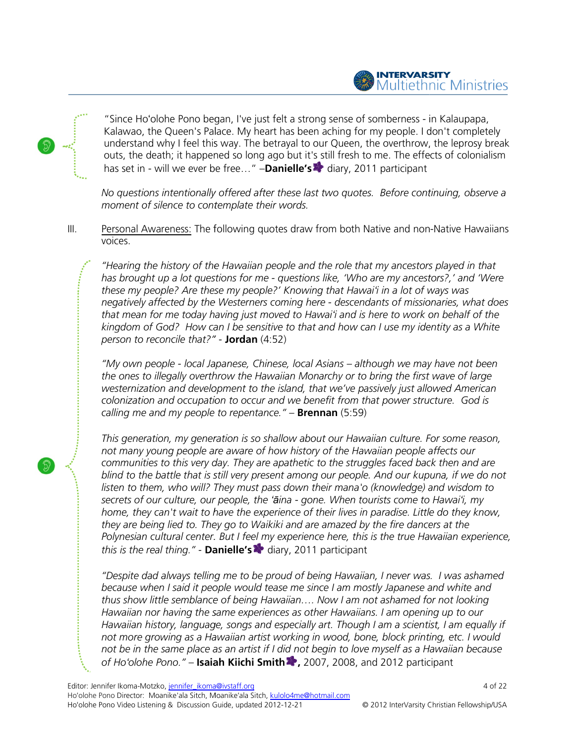"Since Hoʻolohe Pono began, I've just felt a strong sense of somberness - in Kalaupapa, Kalawao, the Queen's Palace. My heart has been aching for my people. I don't completely understand why I feel this way. The betrayal to our Queen, the overthrow, the leprosy break outs, the death; it happened so long ago but it's still fresh to me. The effects of colonialism has set in - will we ever be free…" –**Danielle's** diary, 2011 participant

*No questions intentionally offered after these last two quotes. Before continuing, observe a moment of silence to contemplate their words.*

III. <u>Personal Awareness:</u> The following quotes draw from both Native and non-Native Hawaiians voices.

*"Hearing the history of the Hawaiian people and the role that my ancestors played in that has brought up a lot questions for me - questions like, 'Who are my ancestors?,' and 'Were these my people? Are these my people?' Knowing that Hawaiʻi in a lot of ways was negatively affected by the Westerners coming here - descendants of missionaries, what does that mean for me today having just moved to Hawaiʻi and is here to work on behalf of the kingdom of God? How can I be sensitive to that and how can I use my identity as a White person to reconcile that?"* - **Jordan** (4:52)

*"My own people - local Japanese, Chinese, local Asians – although we may have not been the ones to illegally overthrow the Hawaiian Monarchy or to bring the first wave of large westernization and development to the island, that we've passively just allowed American colonization and occupation to occur and we benefit from that power structure. God is calling me and my people to repentance."* – **Brennan** (5:59)

*This generation, my generation is so shallow about our Hawaiian culture. For some reason, not many young people are aware of how history of the Hawaiian people affects our communities to this very day. They are apathetic to the struggles faced back then and are blind to the battle that is still very present among our people. And our kupuna, if we do not listen to them, who will? They must pass down their mana'o (knowledge) and wisdom to secrets of our culture, our people, the ʻāina - gone. When tourists come to Hawaiʻi, my home, they can't wait to have the experience of their lives in paradise. Little do they know, they are being lied to. They go to Waikiki and are amazed by the fire dancers at the Polynesian cultural center. But I feel my experience here, this is the true Hawaiian experience, this is the real thing."* - **Danielle's** diary, 2011 participant

*"Despite dad always telling me to be proud of being Hawaiian, I never was. I was ashamed because when I said it people would tease me since I am mostly Japanese and white and thus show little semblance of being Hawaiian…. Now I am not ashamed for not looking Hawaiian nor having the same experiences as other Hawaiians. I am opening up to our Hawaiian history, language, songs and especially art. Though I am a scientist, I am equally if not more growing as a Hawaiian artist working in wood, bone, block printing, etc. I would not be in the same place as an artist if I did not begin to love myself as a Hawaiian because of Hoʻolohe Pono."* – **Isaiah Kiichi Smith,** 2007, 2008, and 2012 participant

Editor: Jennifer Ikoma-Motzko, jennifer_ikoma@ivstaff.org
Hoʻolohe Pono Director: Moanike'ala Sitch, Moanike'ala Sitch, kulolo4me@hotmail.com
Hoʻolohe Pono Video Listening & Discussion Guide, updated 2012-12-21
© 2012 InterVarsity Christian Fellowship/USA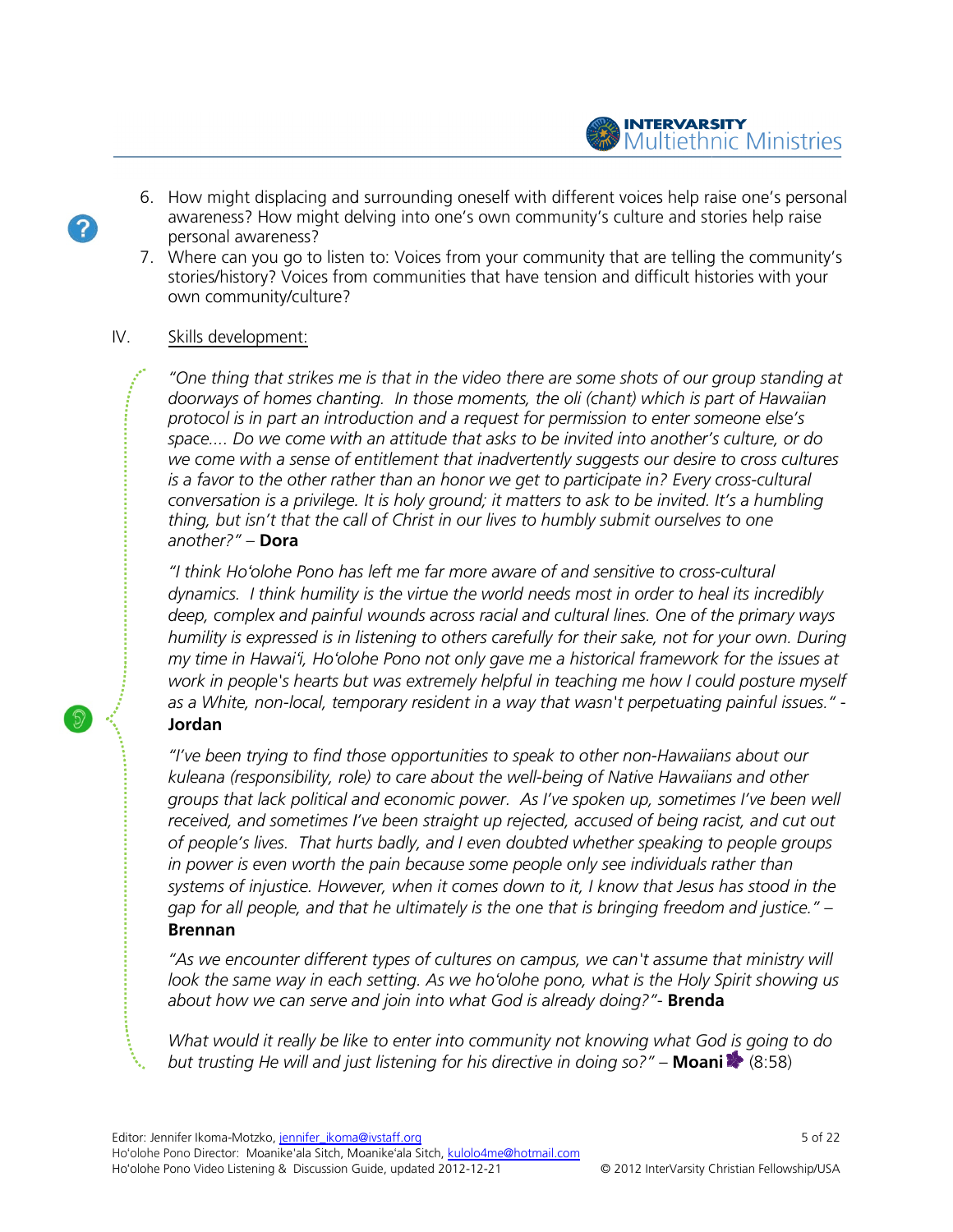6. How might displacing and surrounding oneself with different voices help raise one's personal awareness? How might delving into one's own community's culture and stories help raise personal awareness?
7. Where can you go to listen to: Voices from your community that are telling the community's stories/history? Voices from communities that have tension and difficult histories with your own community/culture?

IV. Skills development:

*"One thing that strikes me is that in the video there are some shots of our group standing at doorways of homes chanting. In those moments, the oli (chant) which is part of Hawaiian protocol is in part an introduction and a request for permission to enter someone else's space.... Do we come with an attitude that asks to be invited into another's culture, or do we come with a sense of entitlement that inadvertently suggests our desire to cross cultures is a favor to the other rather than an honor we get to participate in? Every cross-cultural conversation is a privilege. It is holy ground; it matters to ask to be invited. It's a humbling thing, but isn't that the call of Christ in our lives to humbly submit ourselves to one another?"* – **Dora**

*"I think Hoʻolohe Pono has left me far more aware of and sensitive to cross-cultural dynamics. I think humility is the virtue the world needs most in order to heal its incredibly deep, complex and painful wounds across racial and cultural lines. One of the primary ways humility is expressed is in listening to others carefully for their sake, not for your own. During my time in Hawaiʻi, Hoʻolohe Pono not only gave me a historical framework for the issues at work in people's hearts but was extremely helpful in teaching me how I could posture myself as a White, non-local, temporary resident in a way that wasn't perpetuating painful issues."* - **Jordan**

*"I've been trying to find those opportunities to speak to other non-Hawaiians about our kuleana (responsibility, role) to care about the well-being of Native Hawaiians and other groups that lack political and economic power. As I've spoken up, sometimes I've been well received, and sometimes I've been straight up rejected, accused of being racist, and cut out of people's lives. That hurts badly, and I even doubted whether speaking to people groups in power is even worth the pain because some people only see individuals rather than systems of injustice. However, when it comes down to it, I know that Jesus has stood in the gap for all people, and that he ultimately is the one that is bringing freedom and justice."* – **Brennan**

*"As we encounter different types of cultures on campus, we can't assume that ministry will look the same way in each setting. As we hoʻolohe pono, what is the Holy Spirit showing us about how we can serve and join into what God is already doing?"*- **Brenda**

*What would it really be like to enter into community not knowing what God is going to do but trusting He will and just listening for his directive in doing so?"* – **Moani** (8:58)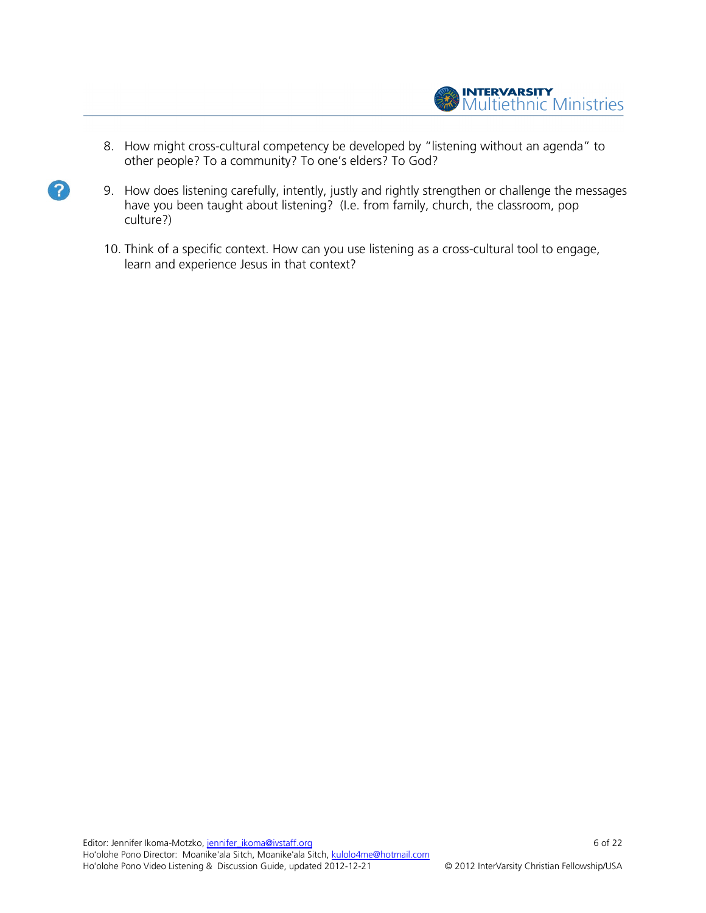8. How might cross-cultural competency be developed by "listening without an agenda" to other people? To a community? To one's elders? To God?

9. How does listening carefully, intently, justly and rightly strengthen or challenge the messages have you been taught about listening? (I.e. from family, church, the classroom, pop culture?)

10. Think of a specific context. How can you use listening as a cross-cultural tool to engage, learn and experience Jesus in that context?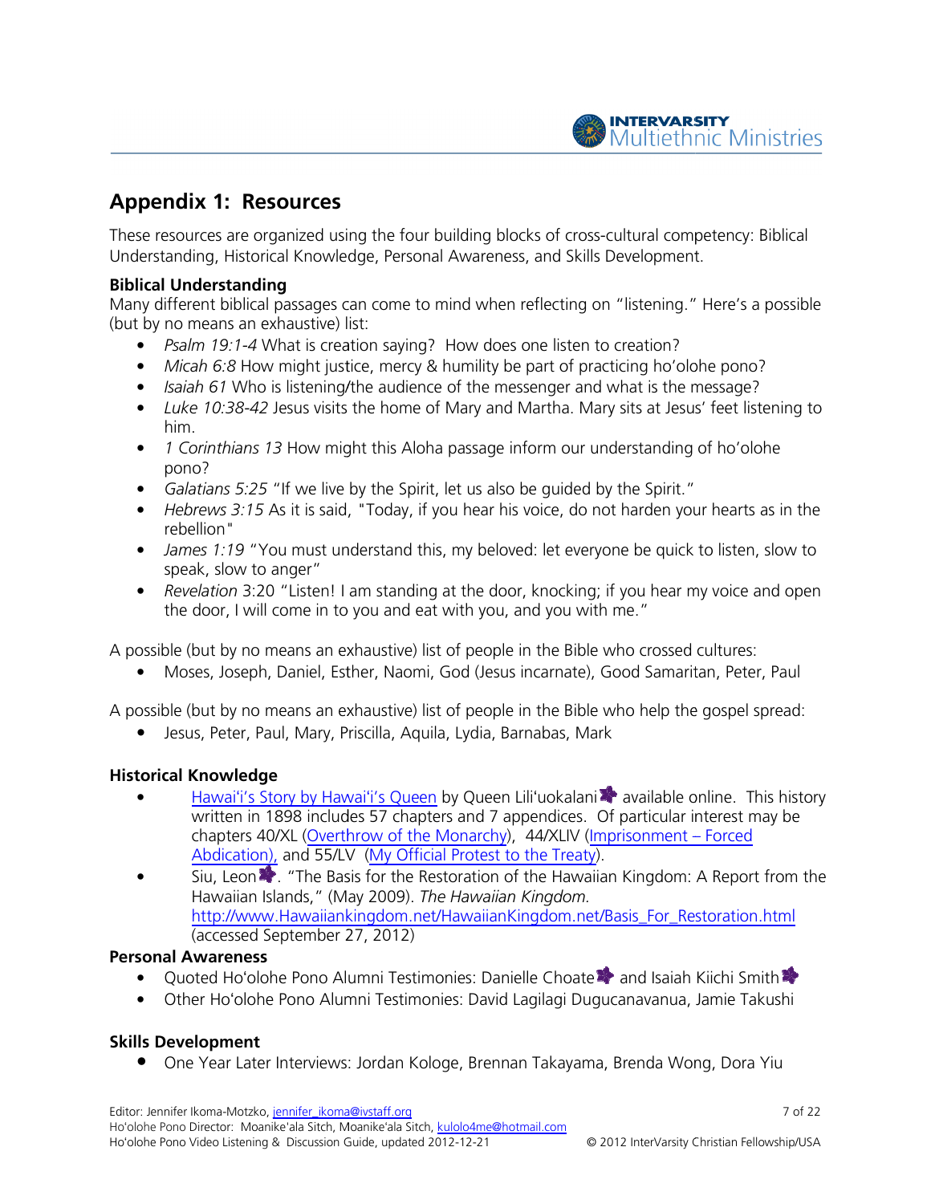## Appendix 1: Resources

These resources are organized using the four building blocks of cross-cultural competency: Biblical Understanding, Historical Knowledge, Personal Awareness, and Skills Development.

**Biblical Understanding**

Many different biblical passages can come to mind when reflecting on "listening." Here's a possible (but by no means an exhaustive) list:

- *Psalm 19:1-4* What is creation saying? How does one listen to creation?
- *Micah 6:8* How might justice, mercy & humility be part of practicing ho'olohe pono?
- *Isaiah 61* Who is listening/the audience of the messenger and what is the message?
- *Luke 10:38-42* Jesus visits the home of Mary and Martha. Mary sits at Jesus' feet listening to him.
- *1 Corinthians 13* How might this Aloha passage inform our understanding of ho'olohe pono?
- *Galatians 5:25* "If we live by the Spirit, let us also be guided by the Spirit."
- *Hebrews 3:15* As it is said, "Today, if you hear his voice, do not harden your hearts as in the rebellion"
- *James 1:19* "You must understand this, my beloved: let everyone be quick to listen, slow to speak, slow to anger"
- *Revelation* 3:20 "Listen! I am standing at the door, knocking; if you hear my voice and open the door, I will come in to you and eat with you, and you with me."

A possible (but by no means an exhaustive) list of people in the Bible who crossed cultures:

- Moses, Joseph, Daniel, Esther, Naomi, God (Jesus incarnate), Good Samaritan, Peter, Paul

A possible (but by no means an exhaustive) list of people in the Bible who help the gospel spread:

- Jesus, Peter, Paul, Mary, Priscilla, Aquila, Lydia, Barnabas, Mark

**Historical Knowledge**

- [Hawai'i's Story by Hawai'i's Queen] by Queen Lili'uokalani available online. This history written in 1898 includes 57 chapters and 7 appendices. Of particular interest may be chapters 40/XL ([Overthrow of the Monarchy]), 44/XLIV ([Imprisonment – Forced Abdication]), and 55/LV ([My Official Protest to the Treaty]).
- Siu, Leon. "The Basis for the Restoration of the Hawaiian Kingdom: A Report from the Hawaiian Islands," (May 2009). *The Hawaiian Kingdom.* http://www.Hawaiiankingdom.net/HawaiianKingdom.net/Basis_For_Restoration.html (accessed September 27, 2012)

**Personal Awareness**

- Quoted Ho'olohe Pono Alumni Testimonies: Danielle Choate and Isaiah Kiichi Smith
- Other Ho'olohe Pono Alumni Testimonies: David Lagilagi Dugucanavanua, Jamie Takushi

**Skills Development**

- One Year Later Interviews: Jordan Kologe, Brennan Takayama, Brenda Wong, Dora Yiu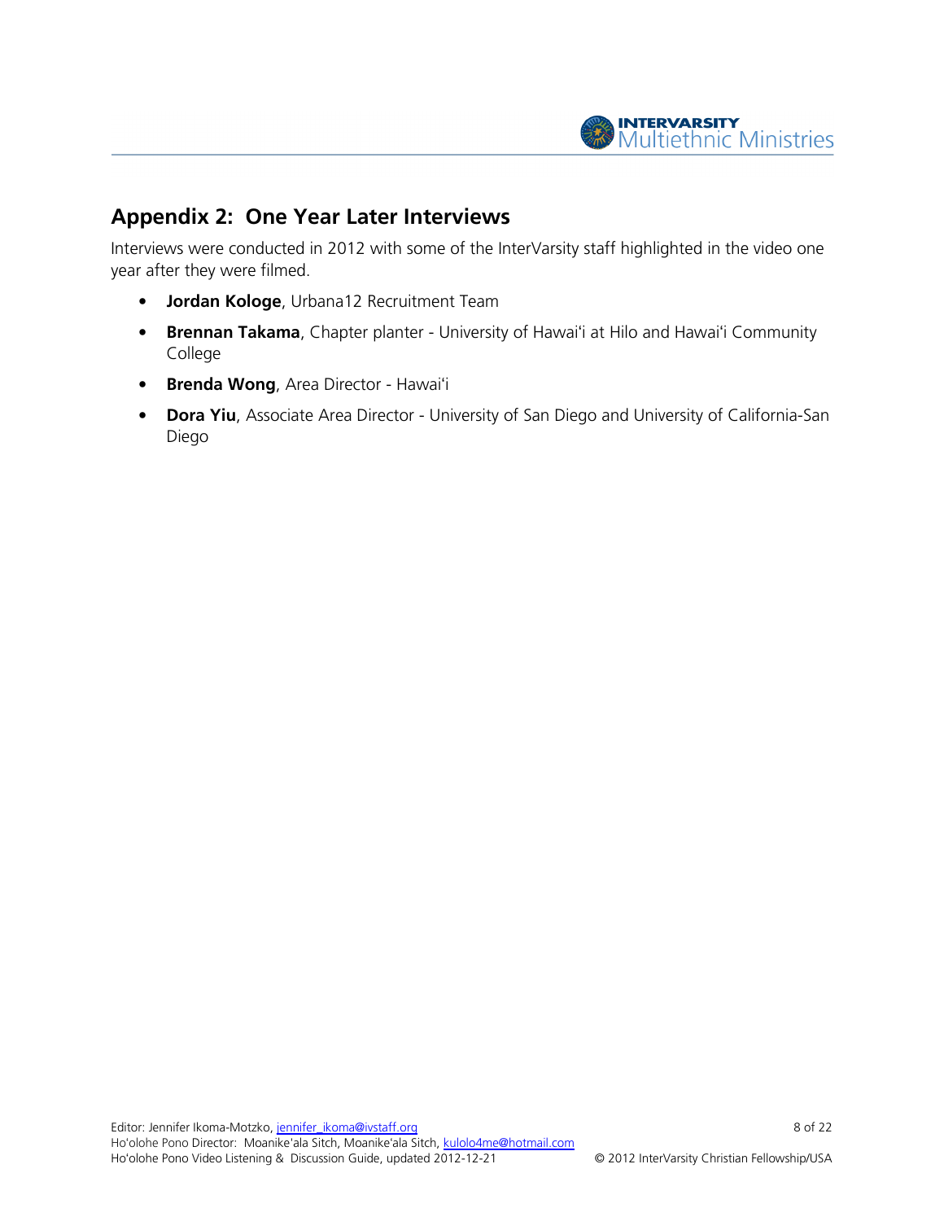## Appendix 2: One Year Later Interviews

Interviews were conducted in 2012 with some of the InterVarsity staff highlighted in the video one year after they were filmed.

- **Jordan Kologe**, Urbana12 Recruitment Team
- **Brennan Takama**, Chapter planter - University of Hawai'i at Hilo and Hawai'i Community College
- **Brenda Wong**, Area Director - Hawai'i
- **Dora Yiu**, Associate Area Director - University of San Diego and University of California-San Diego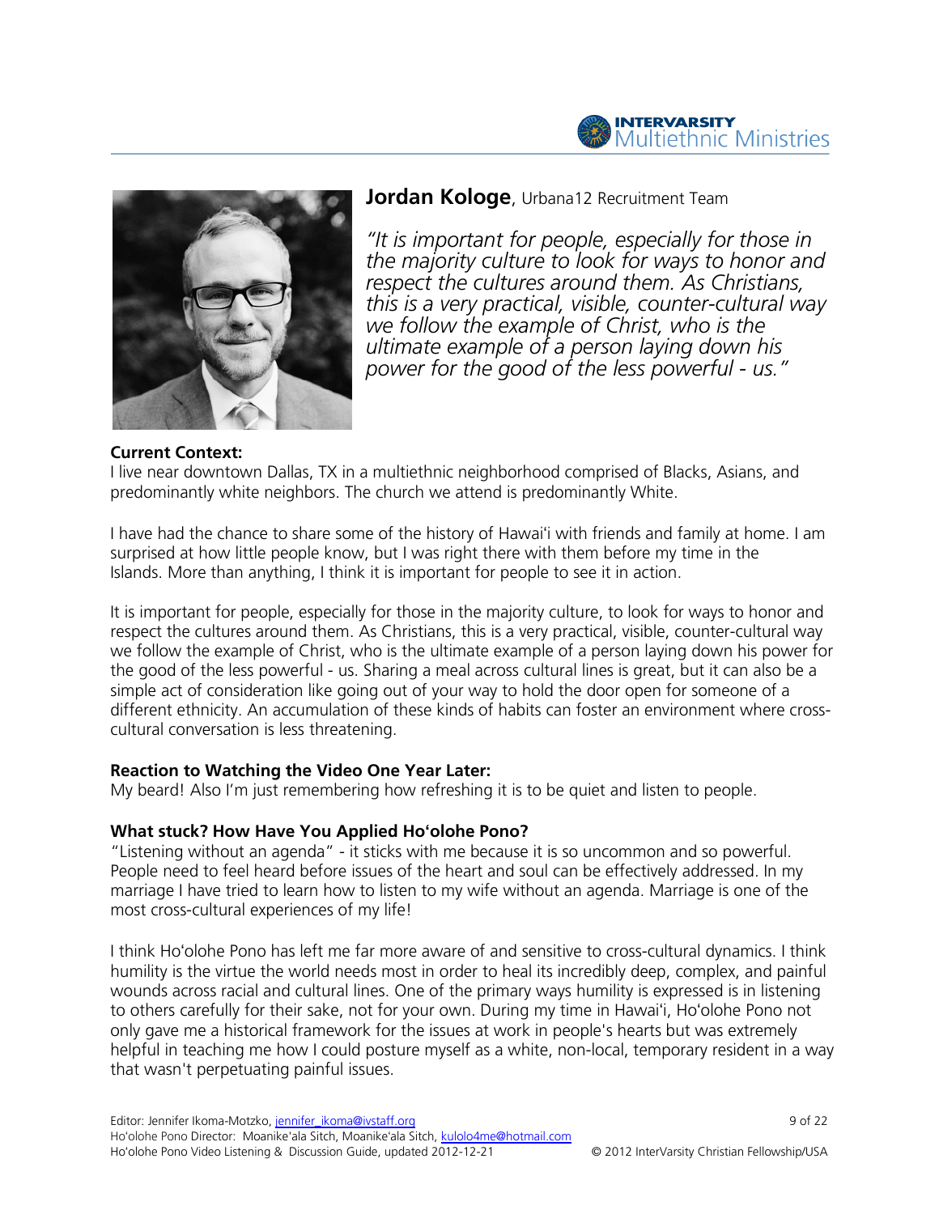## **Jordan Kologe**, Urbana12 Recruitment Team

*"It is important for people, especially for those in the majority culture to look for ways to honor and respect the cultures around them. As Christians, this is a very practical, visible, counter-cultural way we follow the example of Christ, who is the ultimate example of a person laying down his power for the good of the less powerful - us."*

**Current Context:**

I live near downtown Dallas, TX in a multiethnic neighborhood comprised of Blacks, Asians, and predominantly white neighbors. The church we attend is predominantly White.

I have had the chance to share some of the history of Hawai'i with friends and family at home. I am surprised at how little people know, but I was right there with them before my time in the Islands. More than anything, I think it is important for people to see it in action.

It is important for people, especially for those in the majority culture, to look for ways to honor and respect the cultures around them. As Christians, this is a very practical, visible, counter-cultural way we follow the example of Christ, who is the ultimate example of a person laying down his power for the good of the less powerful - us. Sharing a meal across cultural lines is great, but it can also be a simple act of consideration like going out of your way to hold the door open for someone of a different ethnicity. An accumulation of these kinds of habits can foster an environment where cross-cultural conversation is less threatening.

**Reaction to Watching the Video One Year Later:**

My beard! Also I'm just remembering how refreshing it is to be quiet and listen to people.

**What stuck? How Have You Applied Ho'olohe Pono?**

"Listening without an agenda" - it sticks with me because it is so uncommon and so powerful. People need to feel heard before issues of the heart and soul can be effectively addressed. In my marriage I have tried to learn how to listen to my wife without an agenda. Marriage is one of the most cross-cultural experiences of my life!

I think Ho'olohe Pono has left me far more aware of and sensitive to cross-cultural dynamics. I think humility is the virtue the world needs most in order to heal its incredibly deep, complex, and painful wounds across racial and cultural lines. One of the primary ways humility is expressed is in listening to others carefully for their sake, not for your own. During my time in Hawai'i, Ho'olohe Pono not only gave me a historical framework for the issues at work in people's hearts but was extremely helpful in teaching me how I could posture myself as a white, non-local, temporary resident in a way that wasn't perpetuating painful issues.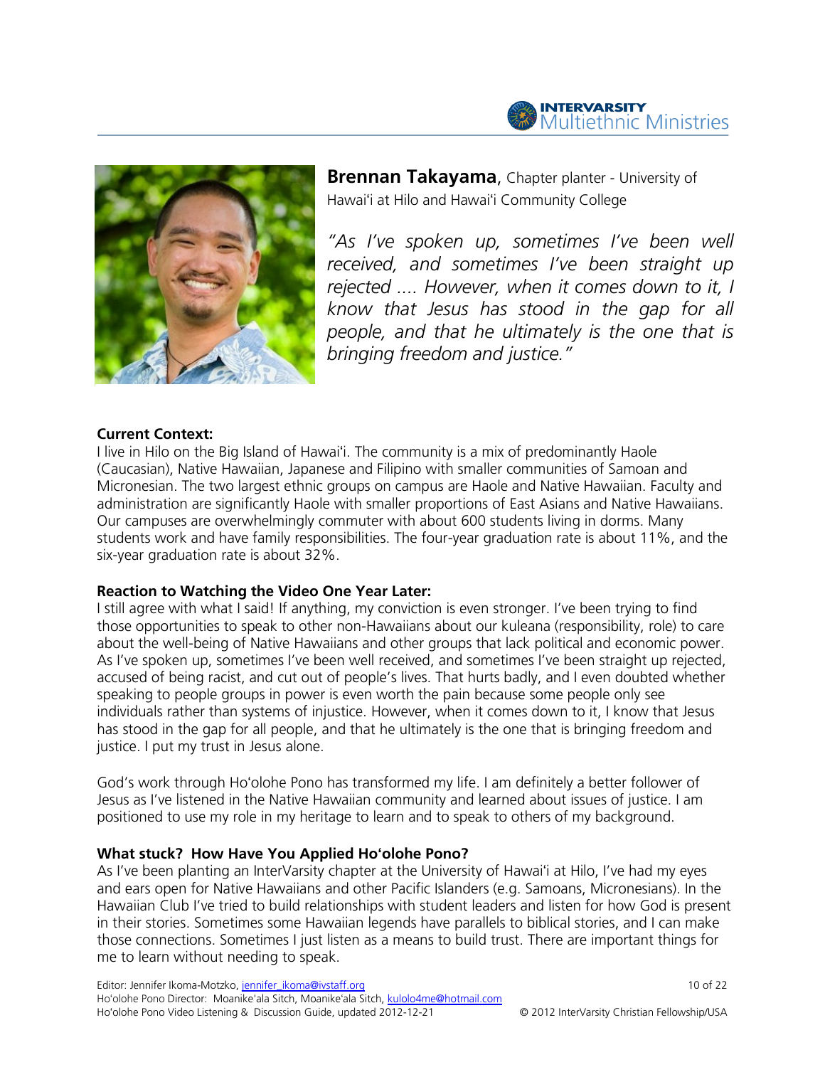**Brennan Takayama**, Chapter planter - University of Hawai'i at Hilo and Hawai'i Community College

*"As I've spoken up, sometimes I've been well received, and sometimes I've been straight up rejected .... However, when it comes down to it, I know that Jesus has stood in the gap for all people, and that he ultimately is the one that is bringing freedom and justice."*

**Current Context:**
I live in Hilo on the Big Island of Hawai'i. The community is a mix of predominantly Haole (Caucasian), Native Hawaiian, Japanese and Filipino with smaller communities of Samoan and Micronesian. The two largest ethnic groups on campus are Haole and Native Hawaiian. Faculty and administration are significantly Haole with smaller proportions of East Asians and Native Hawaiians. Our campuses are overwhelmingly commuter with about 600 students living in dorms. Many students work and have family responsibilities. The four-year graduation rate is about 11%, and the six-year graduation rate is about 32%.

**Reaction to Watching the Video One Year Later:**
I still agree with what I said! If anything, my conviction is even stronger. I've been trying to find those opportunities to speak to other non-Hawaiians about our kuleana (responsibility, role) to care about the well-being of Native Hawaiians and other groups that lack political and economic power. As I've spoken up, sometimes I've been well received, and sometimes I've been straight up rejected, accused of being racist, and cut out of people's lives. That hurts badly, and I even doubted whether speaking to people groups in power is even worth the pain because some people only see individuals rather than systems of injustice. However, when it comes down to it, I know that Jesus has stood in the gap for all people, and that he ultimately is the one that is bringing freedom and justice. I put my trust in Jesus alone.

God's work through Ho'olohe Pono has transformed my life. I am definitely a better follower of Jesus as I've listened in the Native Hawaiian community and learned about issues of justice. I am positioned to use my role in my heritage to learn and to speak to others of my background.

**What stuck? How Have You Applied Ho'olohe Pono?**
As I've been planting an InterVarsity chapter at the University of Hawai'i at Hilo, I've had my eyes and ears open for Native Hawaiians and other Pacific Islanders (e.g. Samoans, Micronesians). In the Hawaiian Club I've tried to build relationships with student leaders and listen for how God is present in their stories. Sometimes some Hawaiian legends have parallels to biblical stories, and I can make those connections. Sometimes I just listen as a means to build trust. There are important things for me to learn without needing to speak.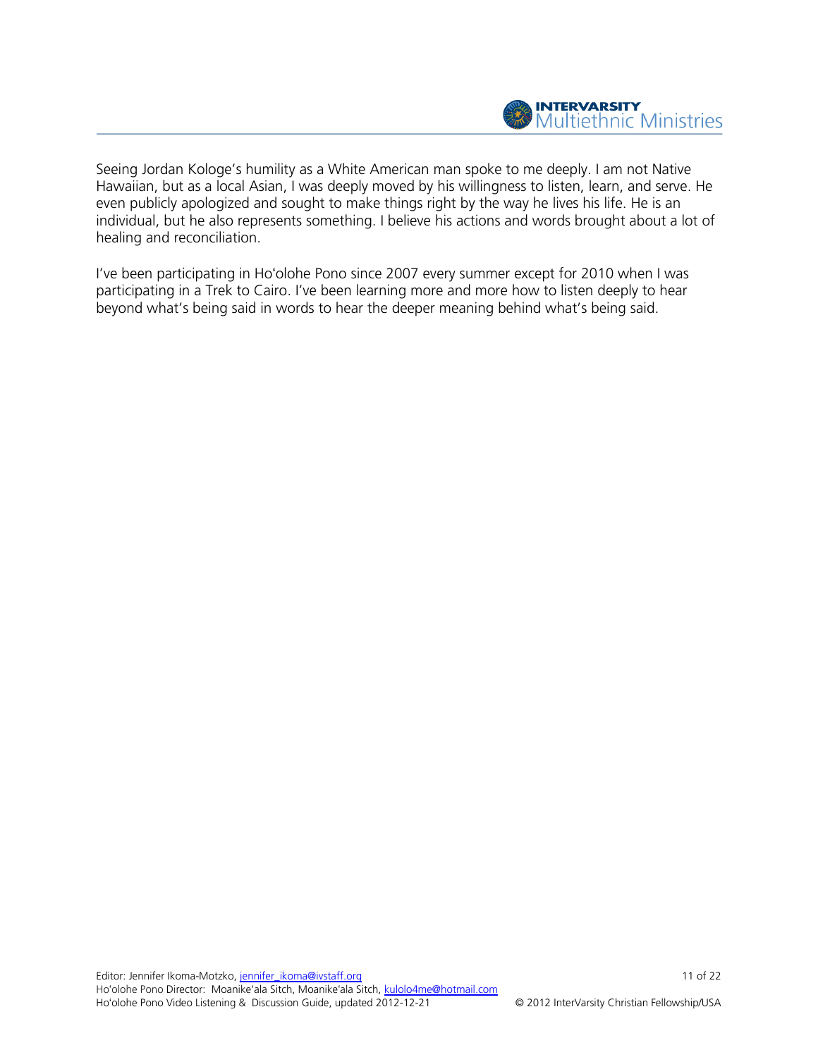Seeing Jordan Kologe's humility as a White American man spoke to me deeply. I am not Native Hawaiian, but as a local Asian, I was deeply moved by his willingness to listen, learn, and serve. He even publicly apologized and sought to make things right by the way he lives his life. He is an individual, but he also represents something. I believe his actions and words brought about a lot of healing and reconciliation.

I've been participating in Hoʻolohe Pono since 2007 every summer except for 2010 when I was participating in a Trek to Cairo. I've been learning more and more how to listen deeply to hear beyond what's being said in words to hear the deeper meaning behind what's being said.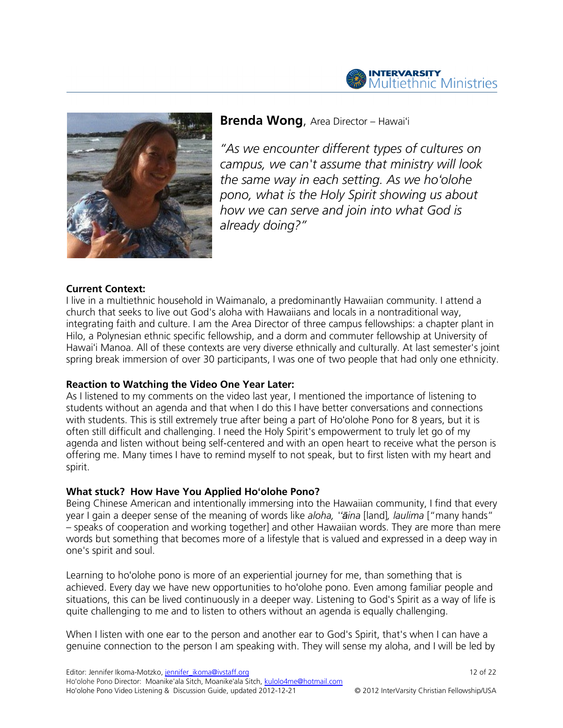**Brenda Wong**, Area Director – Hawaiʻi

*"As we encounter different types of cultures on campus, we can't assume that ministry will look the same way in each setting. As we hoʻolohe pono, what is the Holy Spirit showing us about how we can serve and join into what God is already doing?"*

**Current Context:**

I live in a multiethnic household in Waimanalo, a predominantly Hawaiian community. I attend a church that seeks to live out God's aloha with Hawaiians and locals in a nontraditional way, integrating faith and culture. I am the Area Director of three campus fellowships: a chapter plant in Hilo, a Polynesian ethnic specific fellowship, and a dorm and commuter fellowship at University of Hawaiʻi Manoa. All of these contexts are very diverse ethnically and culturally. At last semester's joint spring break immersion of over 30 participants, I was one of two people that had only one ethnicity.

**Reaction to Watching the Video One Year Later:**

As I listened to my comments on the video last year, I mentioned the importance of listening to students without an agenda and that when I do this I have better conversations and connections with students. This is still extremely true after being a part of Hoʻolohe Pono for 8 years, but it is often still difficult and challenging. I need the Holy Spirit's empowerment to truly let go of my agenda and listen without being self-centered and with an open heart to receive what the person is offering me. Many times I have to remind myself to not speak, but to first listen with my heart and spirit.

**What stuck? How Have You Applied Hoʻolohe Pono?**

Being Chinese American and intentionally immersing into the Hawaiian community, I find that every year I gain a deeper sense of the meaning of words like *aloha, 'ʻāina* [land]*, laulima* ["many hands" – speaks of cooperation and working together] and other Hawaiian words. They are more than mere words but something that becomes more of a lifestyle that is valued and expressed in a deep way in one's spirit and soul.

Learning to hoʻolohe pono is more of an experiential journey for me, than something that is achieved. Every day we have new opportunities to hoʻolohe pono. Even among familiar people and situations, this can be lived continuously in a deeper way. Listening to God's Spirit as a way of life is quite challenging to me and to listen to others without an agenda is equally challenging.

When I listen with one ear to the person and another ear to God's Spirit, that's when I can have a genuine connection to the person I am speaking with. They will sense my aloha, and I will be led by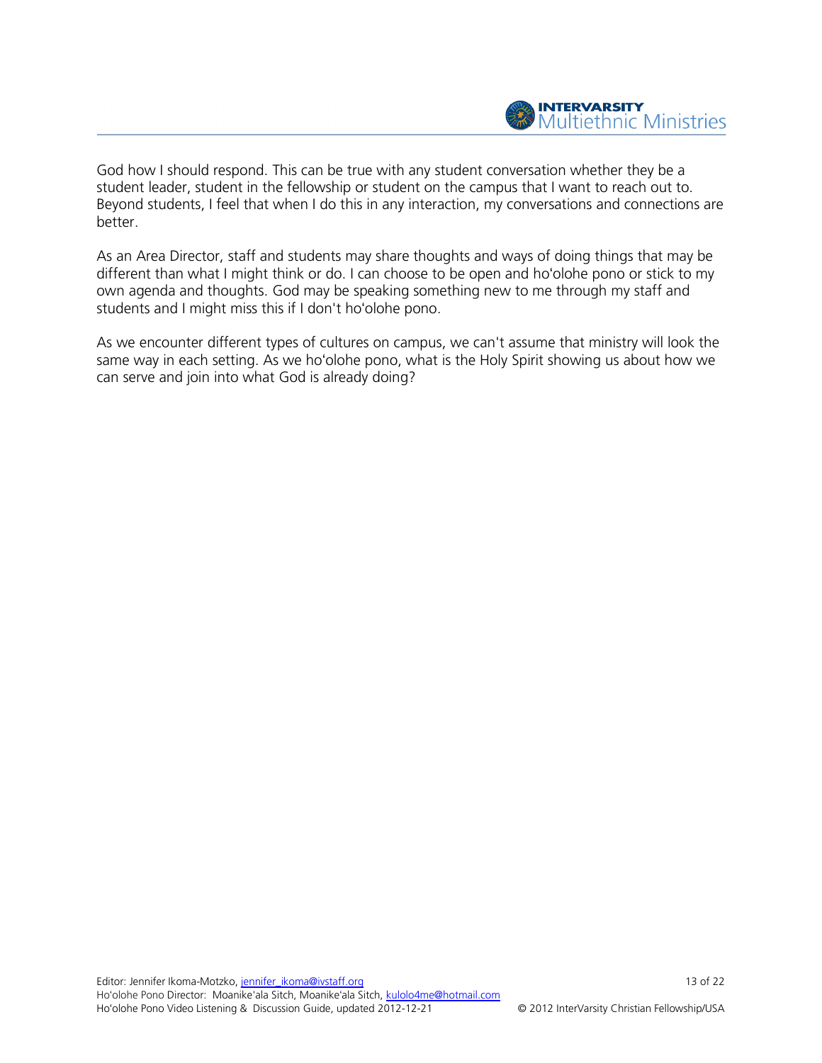God how I should respond. This can be true with any student conversation whether they be a student leader, student in the fellowship or student on the campus that I want to reach out to. Beyond students, I feel that when I do this in any interaction, my conversations and connections are better.

As an Area Director, staff and students may share thoughts and ways of doing things that may be different than what I might think or do. I can choose to be open and ho'olohe pono or stick to my own agenda and thoughts. God may be speaking something new to me through my staff and students and I might miss this if I don't ho'olohe pono.

As we encounter different types of cultures on campus, we can't assume that ministry will look the same way in each setting. As we ho'olohe pono, what is the Holy Spirit showing us about how we can serve and join into what God is already doing?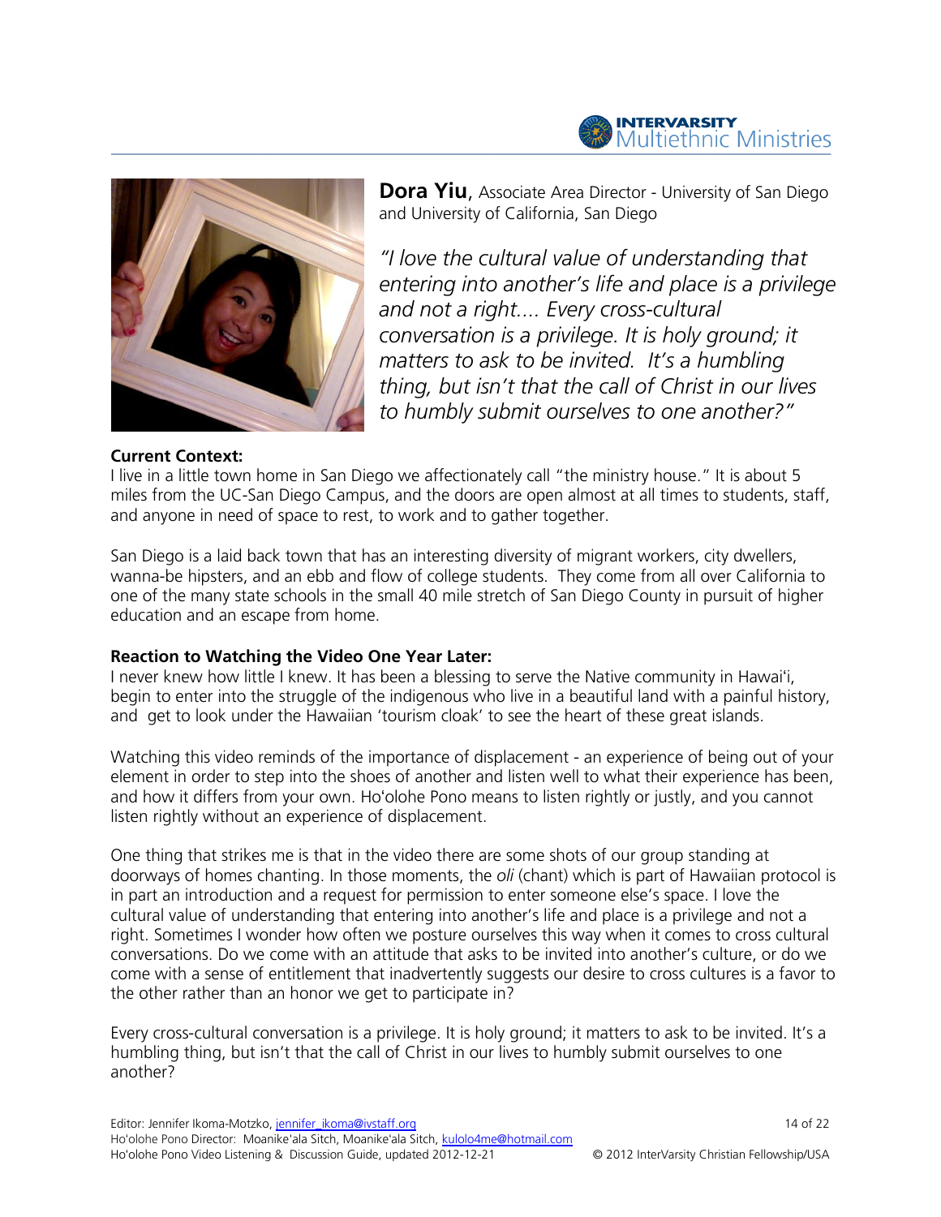**Dora Yiu**, Associate Area Director - University of San Diego and University of California, San Diego

*"I love the cultural value of understanding that entering into another's life and place is a privilege and not a right.... Every cross-cultural conversation is a privilege. It is holy ground; it matters to ask to be invited. It's a humbling thing, but isn't that the call of Christ in our lives to humbly submit ourselves to one another?"*

**Current Context:**

I live in a little town home in San Diego we affectionately call "the ministry house." It is about 5 miles from the UC-San Diego Campus, and the doors are open almost at all times to students, staff, and anyone in need of space to rest, to work and to gather together.

San Diego is a laid back town that has an interesting diversity of migrant workers, city dwellers, wanna-be hipsters, and an ebb and flow of college students. They come from all over California to one of the many state schools in the small 40 mile stretch of San Diego County in pursuit of higher education and an escape from home.

**Reaction to Watching the Video One Year Later:**

I never knew how little I knew. It has been a blessing to serve the Native community in Hawai'i, begin to enter into the struggle of the indigenous who live in a beautiful land with a painful history, and get to look under the Hawaiian 'tourism cloak' to see the heart of these great islands.

Watching this video reminds of the importance of displacement - an experience of being out of your element in order to step into the shoes of another and listen well to what their experience has been, and how it differs from your own. Ho'olohe Pono means to listen rightly or justly, and you cannot listen rightly without an experience of displacement.

One thing that strikes me is that in the video there are some shots of our group standing at doorways of homes chanting. In those moments, the *oli* (chant) which is part of Hawaiian protocol is in part an introduction and a request for permission to enter someone else's space. I love the cultural value of understanding that entering into another's life and place is a privilege and not a right. Sometimes I wonder how often we posture ourselves this way when it comes to cross cultural conversations. Do we come with an attitude that asks to be invited into another's culture, or do we come with a sense of entitlement that inadvertently suggests our desire to cross cultures is a favor to the other rather than an honor we get to participate in?

Every cross-cultural conversation is a privilege. It is holy ground; it matters to ask to be invited. It's a humbling thing, but isn't that the call of Christ in our lives to humbly submit ourselves to one another?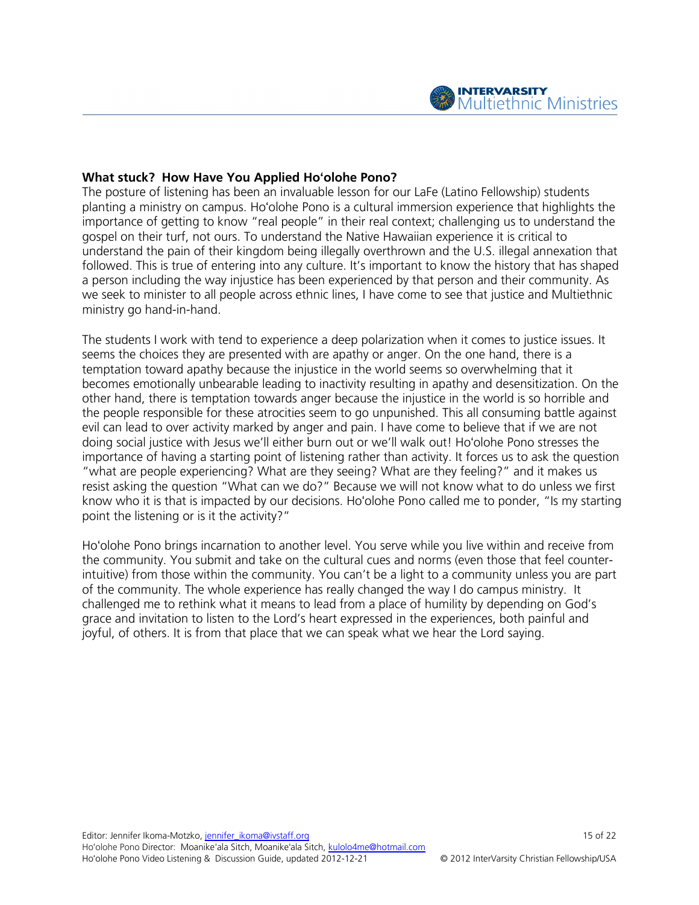**What stuck? How Have You Applied Ho'olohe Pono?**

The posture of listening has been an invaluable lesson for our LaFe (Latino Fellowship) students planting a ministry on campus. Ho'olohe Pono is a cultural immersion experience that highlights the importance of getting to know "real people" in their real context; challenging us to understand the gospel on their turf, not ours. To understand the Native Hawaiian experience it is critical to understand the pain of their kingdom being illegally overthrown and the U.S. illegal annexation that followed. This is true of entering into any culture. It's important to know the history that has shaped a person including the way injustice has been experienced by that person and their community. As we seek to minister to all people across ethnic lines, I have come to see that justice and Multiethnic ministry go hand-in-hand.

The students I work with tend to experience a deep polarization when it comes to justice issues. It seems the choices they are presented with are apathy or anger. On the one hand, there is a temptation toward apathy because the injustice in the world seems so overwhelming that it becomes emotionally unbearable leading to inactivity resulting in apathy and desensitization. On the other hand, there is temptation towards anger because the injustice in the world is so horrible and the people responsible for these atrocities seem to go unpunished. This all consuming battle against evil can lead to over activity marked by anger and pain. I have come to believe that if we are not doing social justice with Jesus we'll either burn out or we'll walk out! Ho'olohe Pono stresses the importance of having a starting point of listening rather than activity. It forces us to ask the question "what are people experiencing? What are they seeing? What are they feeling?" and it makes us resist asking the question "What can we do?" Because we will not know what to do unless we first know who it is that is impacted by our decisions. Ho'olohe Pono called me to ponder, "Is my starting point the listening or is it the activity?"

Ho'olohe Pono brings incarnation to another level. You serve while you live within and receive from the community. You submit and take on the cultural cues and norms (even those that feel counter-intuitive) from those within the community. You can't be a light to a community unless you are part of the community. The whole experience has really changed the way I do campus ministry. It challenged me to rethink what it means to lead from a place of humility by depending on God's grace and invitation to listen to the Lord's heart expressed in the experiences, both painful and joyful, of others. It is from that place that we can speak what we hear the Lord saying.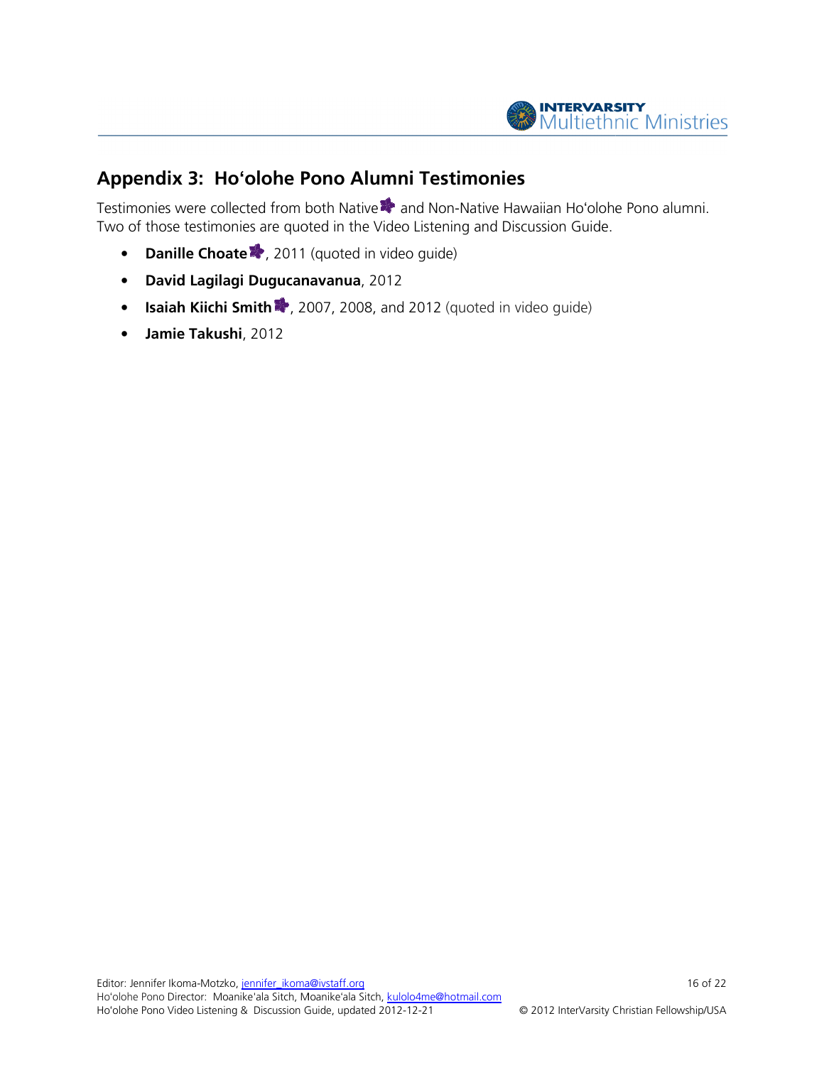## Appendix 3: Ho'olohe Pono Alumni Testimonies

Testimonies were collected from both Native and Non-Native Hawaiian Ho'olohe Pono alumni. Two of those testimonies are quoted in the Video Listening and Discussion Guide.

- **Danille Choate**, 2011 (quoted in video guide)
- **David Lagilagi Dugucanavanua**, 2012
- **Isaiah Kiichi Smith**, 2007, 2008, and 2012 (quoted in video guide)
- **Jamie Takushi**, 2012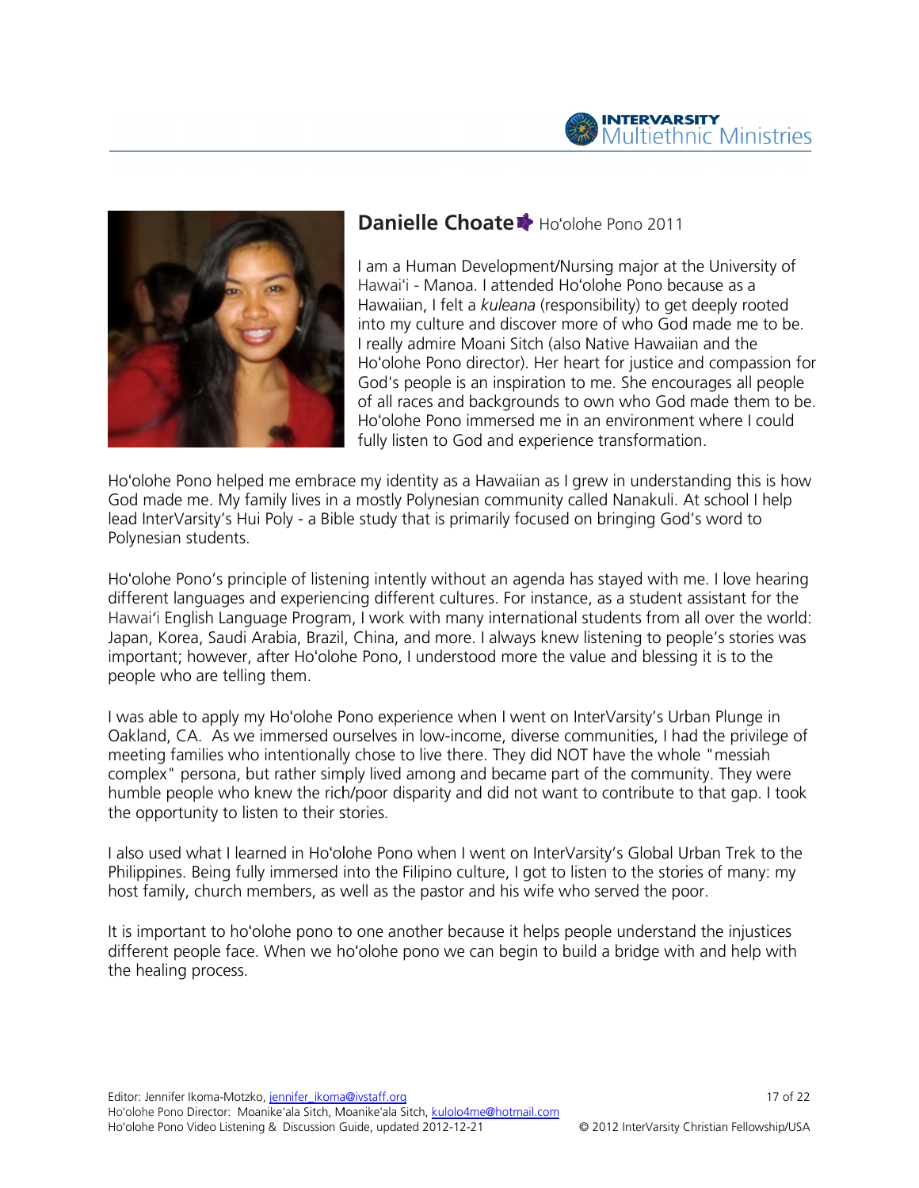## **Danielle Choate** Ho'olohe Pono 2011

I am a Human Development/Nursing major at the University of Hawai'i - Manoa. I attended Ho'olohe Pono because as a Hawaiian, I felt a *kuleana* (responsibility) to get deeply rooted into my culture and discover more of who God made me to be. I really admire Moani Sitch (also Native Hawaiian and the Ho'olohe Pono director). Her heart for justice and compassion for God's people is an inspiration to me. She encourages all people of all races and backgrounds to own who God made them to be. Ho'olohe Pono immersed me in an environment where I could fully listen to God and experience transformation.

Ho'olohe Pono helped me embrace my identity as a Hawaiian as I grew in understanding this is how God made me. My family lives in a mostly Polynesian community called Nanakuli. At school I help lead InterVarsity's Hui Poly - a Bible study that is primarily focused on bringing God's word to Polynesian students.

Ho'olohe Pono's principle of listening intently without an agenda has stayed with me. I love hearing different languages and experiencing different cultures. For instance, as a student assistant for the Hawai'i English Language Program, I work with many international students from all over the world: Japan, Korea, Saudi Arabia, Brazil, China, and more. I always knew listening to people's stories was important; however, after Ho'olohe Pono, I understood more the value and blessing it is to the people who are telling them.

I was able to apply my Ho'olohe Pono experience when I went on InterVarsity's Urban Plunge in Oakland, CA. As we immersed ourselves in low-income, diverse communities, I had the privilege of meeting families who intentionally chose to live there. They did NOT have the whole "messiah complex" persona, but rather simply lived among and became part of the community. They were humble people who knew the rich/poor disparity and did not want to contribute to that gap. I took the opportunity to listen to their stories.

I also used what I learned in Ho'olohe Pono when I went on InterVarsity's Global Urban Trek to the Philippines. Being fully immersed into the Filipino culture, I got to listen to the stories of many: my host family, church members, as well as the pastor and his wife who served the poor.

It is important to ho'olohe pono to one another because it helps people understand the injustices different people face. When we ho'olohe pono we can begin to build a bridge with and help with the healing process.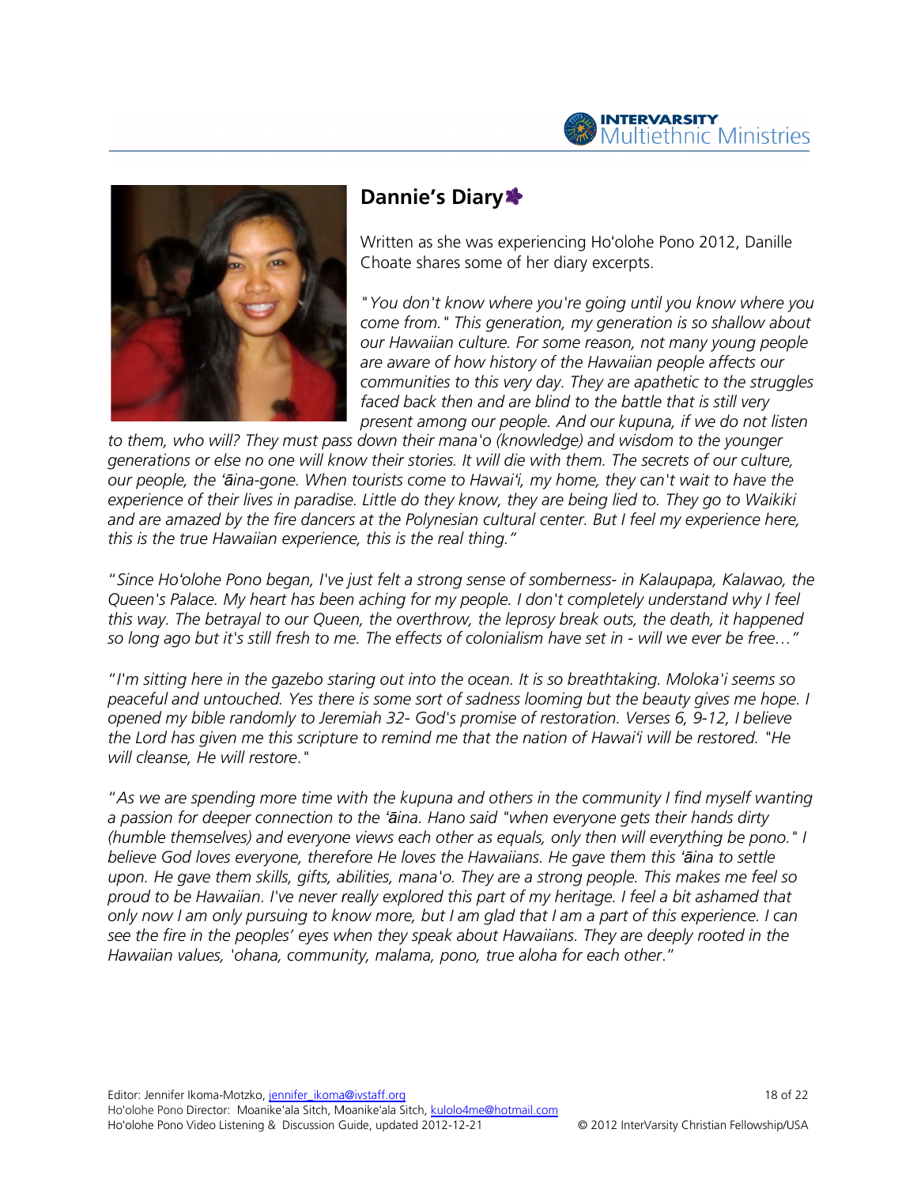## Dannie's Diary

Written as she was experiencing Ho'olohe Pono 2012, Danille Choate shares some of her diary excerpts.

*"You don't know where you're going until you know where you come from." This generation, my generation is so shallow about our Hawaiian culture. For some reason, not many young people are aware of how history of the Hawaiian people affects our communities to this very day. They are apathetic to the struggles faced back then and are blind to the battle that is still very present among our people. And our kupuna, if we do not listen to them, who will? They must pass down their mana'o (knowledge) and wisdom to the younger generations or else no one will know their stories. It will die with them. The secrets of our culture, our people, the 'āina-gone. When tourists come to Hawai'i, my home, they can't wait to have the experience of their lives in paradise. Little do they know, they are being lied to. They go to Waikiki and are amazed by the fire dancers at the Polynesian cultural center. But I feel my experience here, this is the true Hawaiian experience, this is the real thing."*

*"Since Ho'olohe Pono began, I've just felt a strong sense of somberness- in Kalaupapa, Kalawao, the Queen's Palace. My heart has been aching for my people. I don't completely understand why I feel this way. The betrayal to our Queen, the overthrow, the leprosy break outs, the death, it happened so long ago but it's still fresh to me. The effects of colonialism have set in - will we ever be free…"*

*"I'm sitting here in the gazebo staring out into the ocean. It is so breathtaking. Moloka'i seems so peaceful and untouched. Yes there is some sort of sadness looming but the beauty gives me hope. I opened my bible randomly to Jeremiah 32- God's promise of restoration. Verses 6, 9-12, I believe the Lord has given me this scripture to remind me that the nation of Hawai'i will be restored. "He will cleanse, He will restore."*

*"As we are spending more time with the kupuna and others in the community I find myself wanting a passion for deeper connection to the 'āina. Hano said "when everyone gets their hands dirty (humble themselves) and everyone views each other as equals, only then will everything be pono." I believe God loves everyone, therefore He loves the Hawaiians. He gave them this 'āina to settle upon. He gave them skills, gifts, abilities, mana'o. They are a strong people. This makes me feel so proud to be Hawaiian. I've never really explored this part of my heritage. I feel a bit ashamed that only now I am only pursuing to know more, but I am glad that I am a part of this experience. I can see the fire in the peoples' eyes when they speak about Hawaiians. They are deeply rooted in the Hawaiian values, 'ohana, community, malama, pono, true aloha for each other."*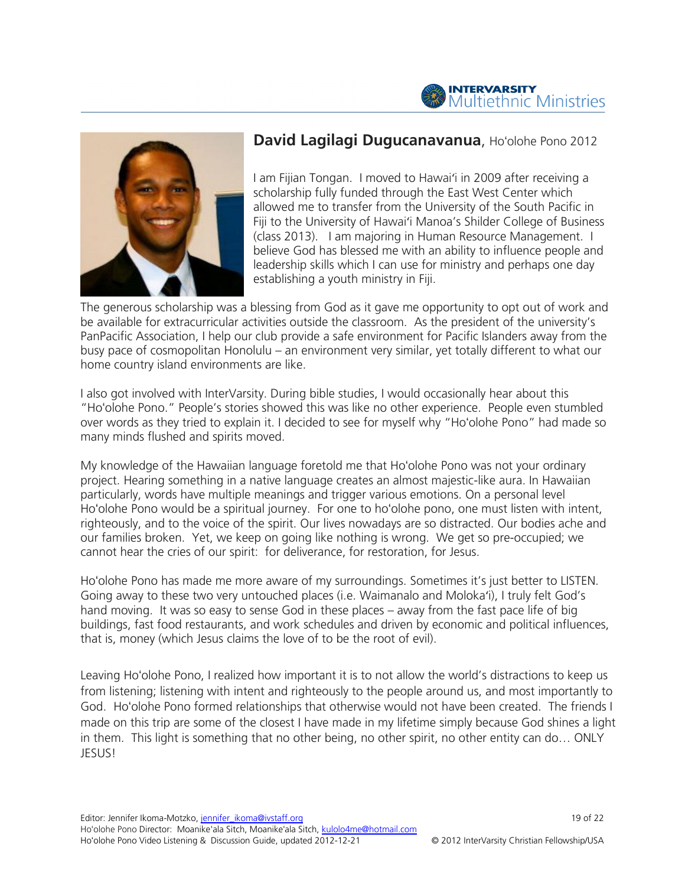## **David Lagilagi Dugucanavanua**, Ho'olohe Pono 2012

I am Fijian Tongan. I moved to Hawai'i in 2009 after receiving a scholarship fully funded through the East West Center which allowed me to transfer from the University of the South Pacific in Fiji to the University of Hawai'i Manoa's Shilder College of Business (class 2013). I am majoring in Human Resource Management. I believe God has blessed me with an ability to influence people and leadership skills which I can use for ministry and perhaps one day establishing a youth ministry in Fiji.

The generous scholarship was a blessing from God as it gave me opportunity to opt out of work and be available for extracurricular activities outside the classroom. As the president of the university's PanPacific Association, I help our club provide a safe environment for Pacific Islanders away from the busy pace of cosmopolitan Honolulu – an environment very similar, yet totally different to what our home country island environments are like.

I also got involved with InterVarsity. During bible studies, I would occasionally hear about this "Ho'olohe Pono." People's stories showed this was like no other experience. People even stumbled over words as they tried to explain it. I decided to see for myself why "Ho'olohe Pono" had made so many minds flushed and spirits moved.

My knowledge of the Hawaiian language foretold me that Ho'olohe Pono was not your ordinary project. Hearing something in a native language creates an almost majestic-like aura. In Hawaiian particularly, words have multiple meanings and trigger various emotions. On a personal level Ho'olohe Pono would be a spiritual journey. For one to ho'olohe pono, one must listen with intent, righteously, and to the voice of the spirit. Our lives nowadays are so distracted. Our bodies ache and our families broken. Yet, we keep on going like nothing is wrong. We get so pre-occupied; we cannot hear the cries of our spirit: for deliverance, for restoration, for Jesus.

Ho'olohe Pono has made me more aware of my surroundings. Sometimes it's just better to LISTEN. Going away to these two very untouched places (i.e. Waimanalo and Moloka'i), I truly felt God's hand moving. It was so easy to sense God in these places – away from the fast pace life of big buildings, fast food restaurants, and work schedules and driven by economic and political influences, that is, money (which Jesus claims the love of to be the root of evil).

Leaving Ho'olohe Pono, I realized how important it is to not allow the world's distractions to keep us from listening; listening with intent and righteously to the people around us, and most importantly to God. Ho'olohe Pono formed relationships that otherwise would not have been created. The friends I made on this trip are some of the closest I have made in my lifetime simply because God shines a light in them. This light is something that no other being, no other spirit, no other entity can do… ONLY JESUS!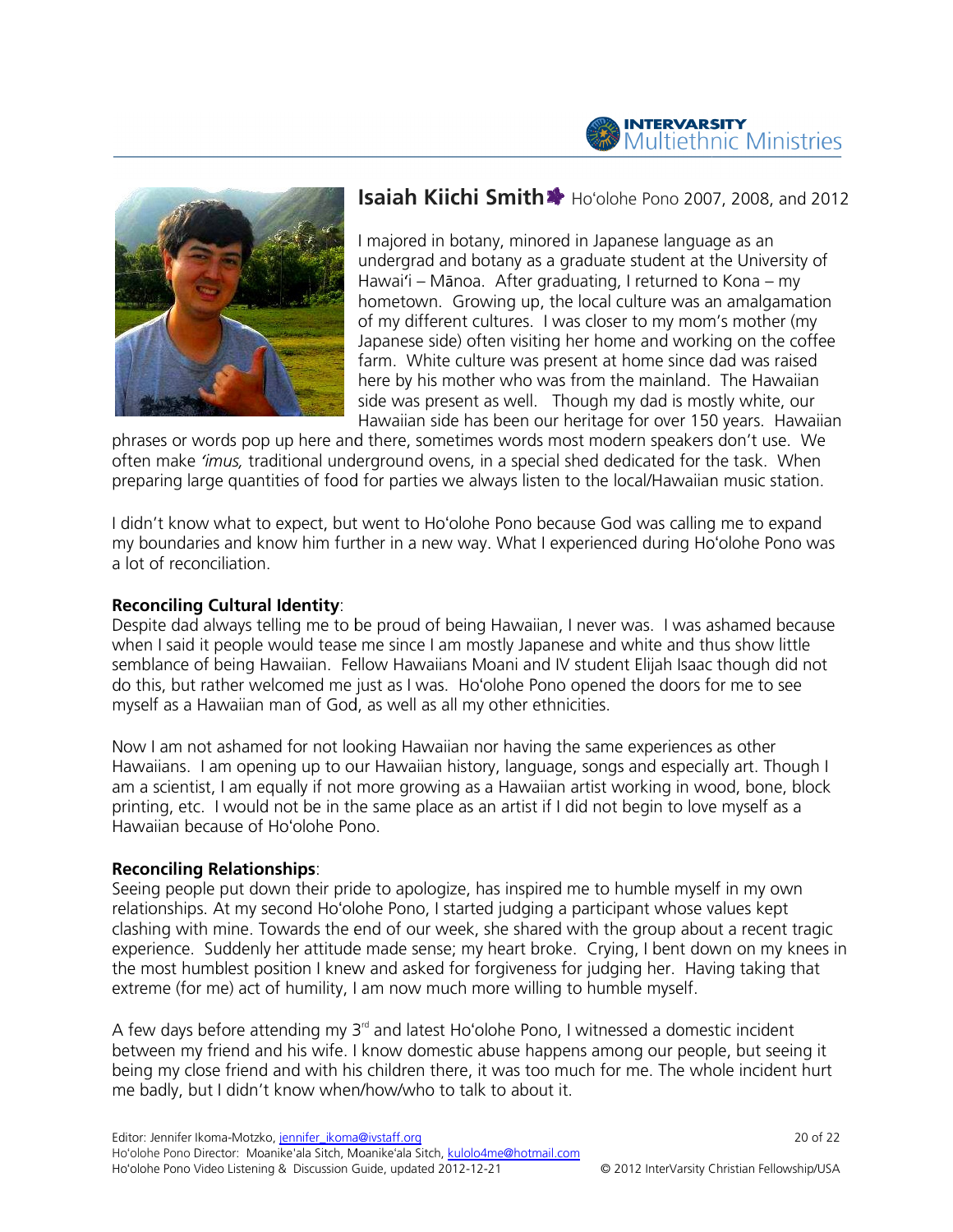## Isaiah Kiichi Smith Ho'olohe Pono 2007, 2008, and 2012

I majored in botany, minored in Japanese language as an undergrad and botany as a graduate student at the University of Hawai'i – Mānoa. After graduating, I returned to Kona – my hometown. Growing up, the local culture was an amalgamation of my different cultures. I was closer to my mom's mother (my Japanese side) often visiting her home and working on the coffee farm. White culture was present at home since dad was raised here by his mother who was from the mainland. The Hawaiian side was present as well. Though my dad is mostly white, our Hawaiian side has been our heritage for over 150 years. Hawaiian phrases or words pop up here and there, sometimes words most modern speakers don't use. We often make *'imus,* traditional underground ovens, in a special shed dedicated for the task. When preparing large quantities of food for parties we always listen to the local/Hawaiian music station.

I didn't know what to expect, but went to Ho'olohe Pono because God was calling me to expand my boundaries and know him further in a new way. What I experienced during Ho'olohe Pono was a lot of reconciliation.

**Reconciling Cultural Identity**:
Despite dad always telling me to be proud of being Hawaiian, I never was. I was ashamed because when I said it people would tease me since I am mostly Japanese and white and thus show little semblance of being Hawaiian. Fellow Hawaiians Moani and IV student Elijah Isaac though did not do this, but rather welcomed me just as I was. Ho'olohe Pono opened the doors for me to see myself as a Hawaiian man of God, as well as all my other ethnicities.

Now I am not ashamed for not looking Hawaiian nor having the same experiences as other Hawaiians. I am opening up to our Hawaiian history, language, songs and especially art. Though I am a scientist, I am equally if not more growing as a Hawaiian artist working in wood, bone, block printing, etc. I would not be in the same place as an artist if I did not begin to love myself as a Hawaiian because of Ho'olohe Pono.

**Reconciling Relationships**:
Seeing people put down their pride to apologize, has inspired me to humble myself in my own relationships. At my second Ho'olohe Pono, I started judging a participant whose values kept clashing with mine. Towards the end of our week, she shared with the group about a recent tragic experience. Suddenly her attitude made sense; my heart broke. Crying, I bent down on my knees in the most humblest position I knew and asked for forgiveness for judging her. Having taking that extreme (for me) act of humility, I am now much more willing to humble myself.

A few days before attending my 3rd and latest Ho'olohe Pono, I witnessed a domestic incident between my friend and his wife. I know domestic abuse happens among our people, but seeing it being my close friend and with his children there, it was too much for me. The whole incident hurt me badly, but I didn't know when/how/who to talk to about it.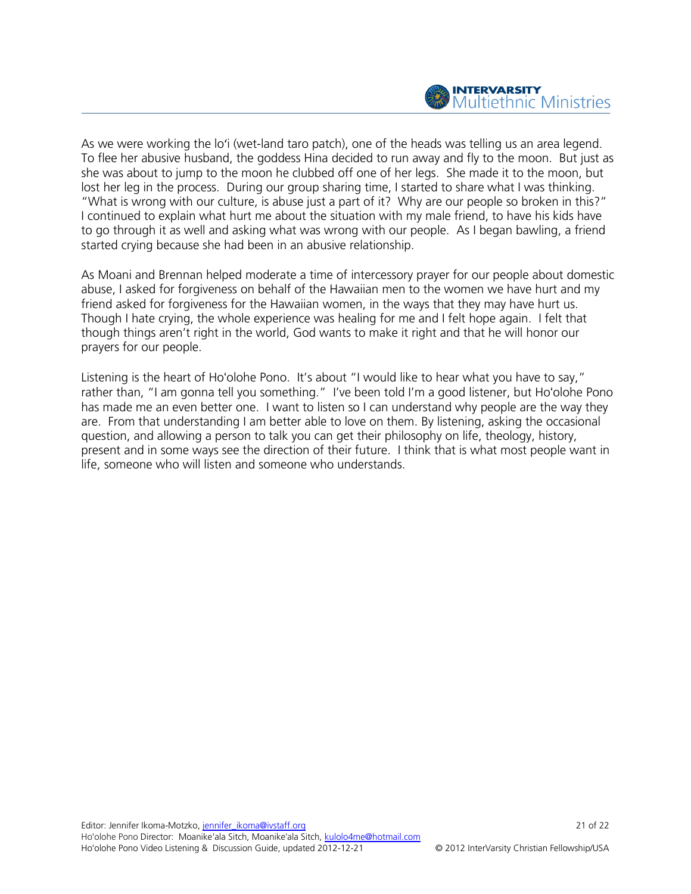As we were working the lo'i (wet-land taro patch), one of the heads was telling us an area legend. To flee her abusive husband, the goddess Hina decided to run away and fly to the moon. But just as she was about to jump to the moon he clubbed off one of her legs. She made it to the moon, but lost her leg in the process. During our group sharing time, I started to share what I was thinking. "What is wrong with our culture, is abuse just a part of it? Why are our people so broken in this?" I continued to explain what hurt me about the situation with my male friend, to have his kids have to go through it as well and asking what was wrong with our people. As I began bawling, a friend started crying because she had been in an abusive relationship.

As Moani and Brennan helped moderate a time of intercessory prayer for our people about domestic abuse, I asked for forgiveness on behalf of the Hawaiian men to the women we have hurt and my friend asked for forgiveness for the Hawaiian women, in the ways that they may have hurt us. Though I hate crying, the whole experience was healing for me and I felt hope again. I felt that though things aren't right in the world, God wants to make it right and that he will honor our prayers for our people.

Listening is the heart of Ho'olohe Pono. It's about "I would like to hear what you have to say," rather than, "I am gonna tell you something." I've been told I'm a good listener, but Ho'olohe Pono has made me an even better one. I want to listen so I can understand why people are the way they are. From that understanding I am better able to love on them. By listening, asking the occasional question, and allowing a person to talk you can get their philosophy on life, theology, history, present and in some ways see the direction of their future. I think that is what most people want in life, someone who will listen and someone who understands.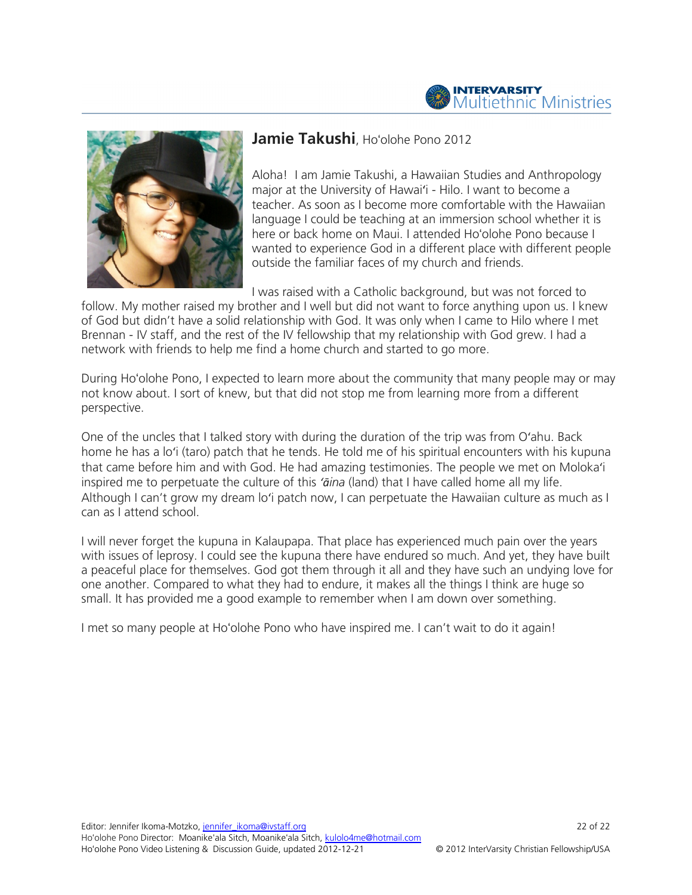**Jamie Takushi**, Ho'olohe Pono 2012

Aloha! I am Jamie Takushi, a Hawaiian Studies and Anthropology major at the University of Hawai'i - Hilo. I want to become a teacher. As soon as I become more comfortable with the Hawaiian language I could be teaching at an immersion school whether it is here or back home on Maui. I attended Ho'olohe Pono because I wanted to experience God in a different place with different people outside the familiar faces of my church and friends.

I was raised with a Catholic background, but was not forced to follow. My mother raised my brother and I well but did not want to force anything upon us. I knew of God but didn't have a solid relationship with God. It was only when I came to Hilo where I met Brennan - IV staff, and the rest of the IV fellowship that my relationship with God grew. I had a network with friends to help me find a home church and started to go more.

During Ho'olohe Pono, I expected to learn more about the community that many people may or may not know about. I sort of knew, but that did not stop me from learning more from a different perspective.

One of the uncles that I talked story with during the duration of the trip was from O'ahu. Back home he has a lo'i (taro) patch that he tends. He told me of his spiritual encounters with his kupuna that came before him and with God. He had amazing testimonies. The people we met on Moloka'i inspired me to perpetuate the culture of this *'āina* (land) that I have called home all my life. Although I can't grow my dream lo'i patch now, I can perpetuate the Hawaiian culture as much as I can as I attend school.

I will never forget the kupuna in Kalaupapa. That place has experienced much pain over the years with issues of leprosy. I could see the kupuna there have endured so much. And yet, they have built a peaceful place for themselves. God got them through it all and they have such an undying love for one another. Compared to what they had to endure, it makes all the things I think are huge so small. It has provided me a good example to remember when I am down over something.

I met so many people at Ho'olohe Pono who have inspired me. I can't wait to do it again!